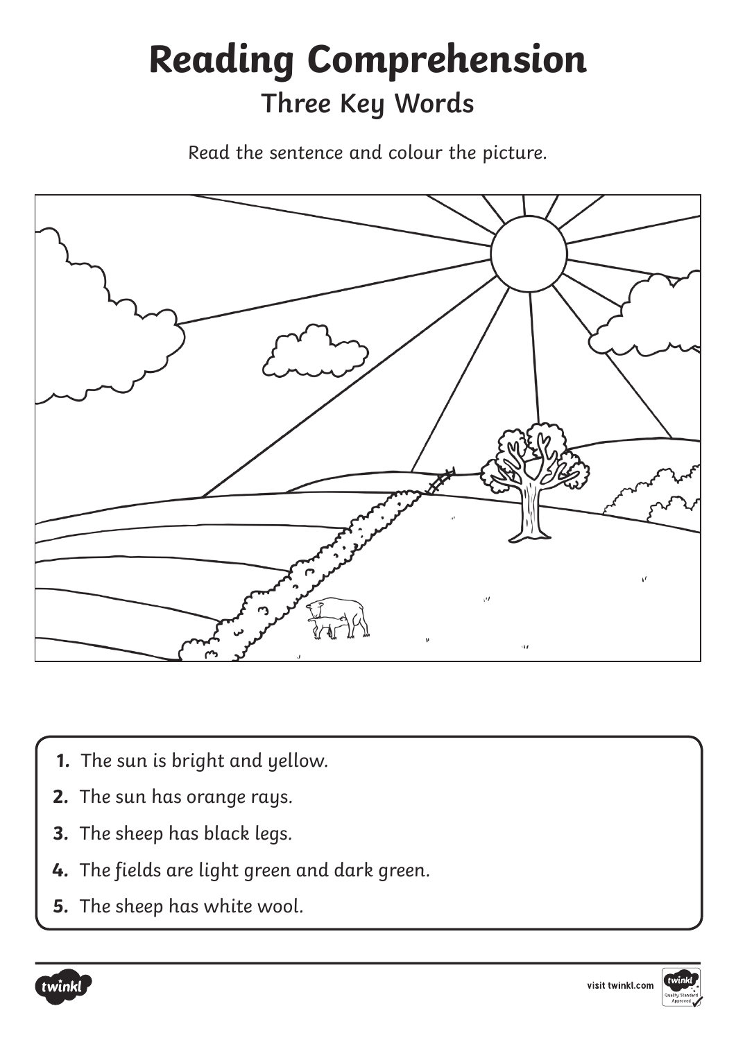# Reading Comprehension

## Three Key Words

Read the sentence and colour the picture.

1. The sun is bright and yellow.
2. The sun has orange rays.
3. The sheep has black legs.
4. The fields are light green and dark green.
5. The sheep has white wool.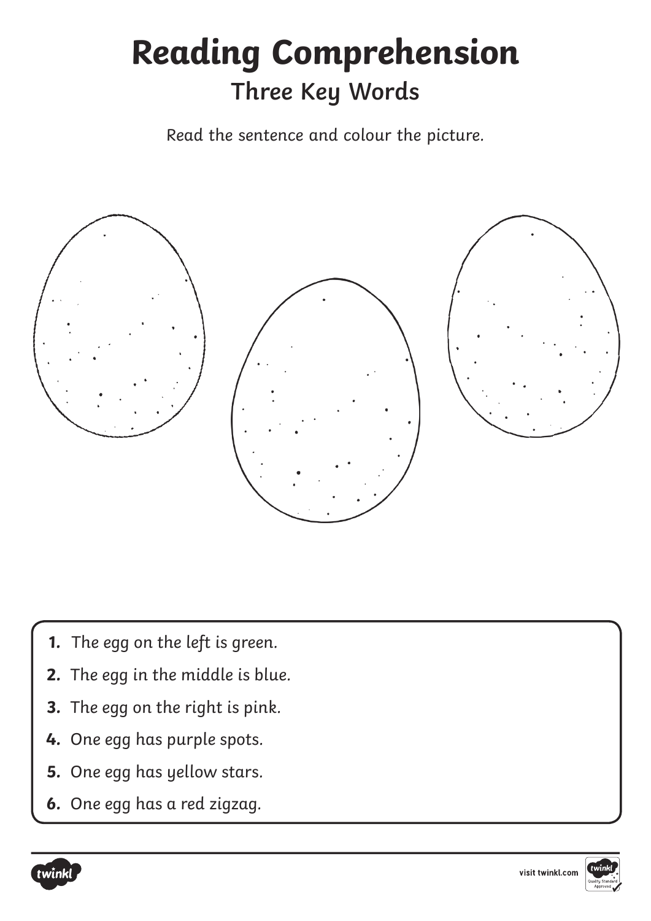# Reading Comprehension

## Three Key Words

Read the sentence and colour the picture.

1. The egg on the left is green.
2. The egg in the middle is blue.
3. The egg on the right is pink.
4. One egg has purple spots.
5. One egg has yellow stars.
6. One egg has a red zigzag.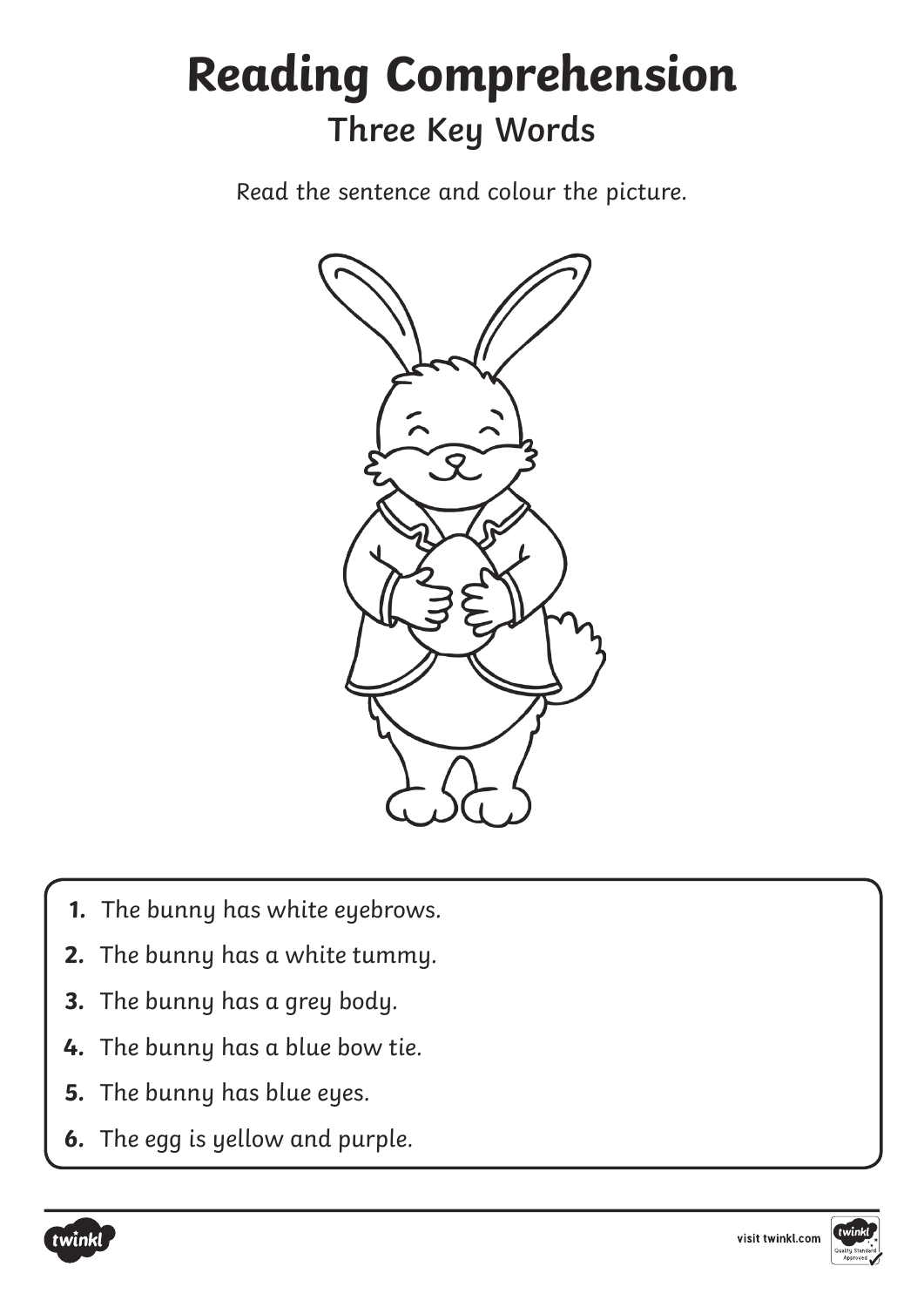# Reading Comprehension

## Three Key Words

Read the sentence and colour the picture.

1. The bunny has white eyebrows.
2. The bunny has a white tummy.
3. The bunny has a grey body.
4. The bunny has a blue bow tie.
5. The bunny has blue eyes.
6. The egg is yellow and purple.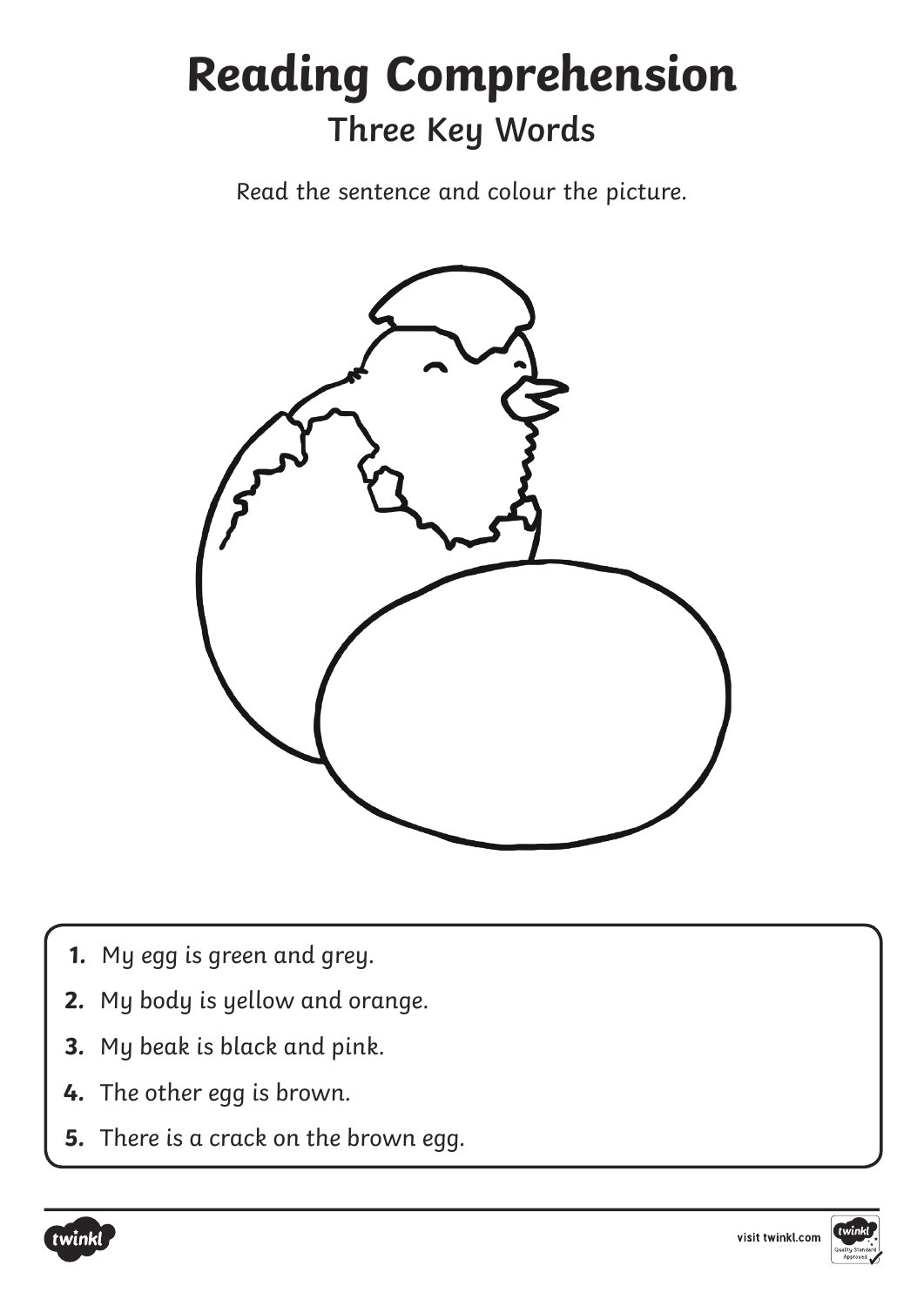# Reading Comprehension

## Three Key Words

Read the sentence and colour the picture.

1. My egg is green and grey.
2. My body is yellow and orange.
3. My beak is black and pink.
4. The other egg is brown.
5. There is a crack on the brown egg.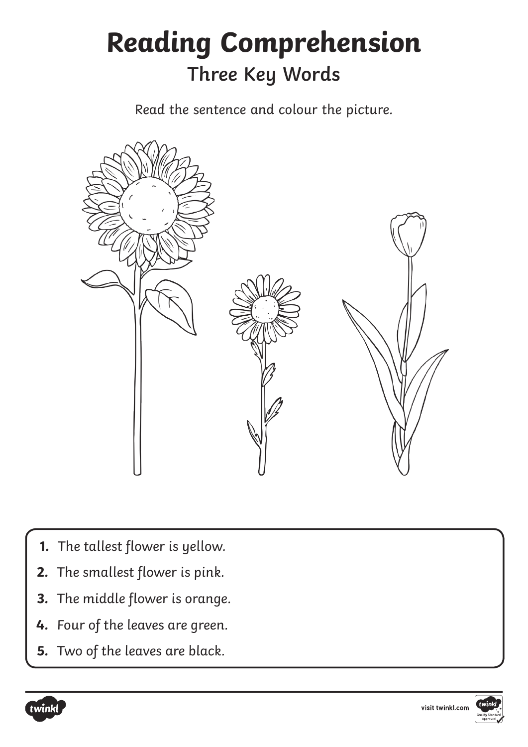# Reading Comprehension

## Three Key Words

Read the sentence and colour the picture.

1. The tallest flower is yellow.
2. The smallest flower is pink.
3. The middle flower is orange.
4. Four of the leaves are green.
5. Two of the leaves are black.